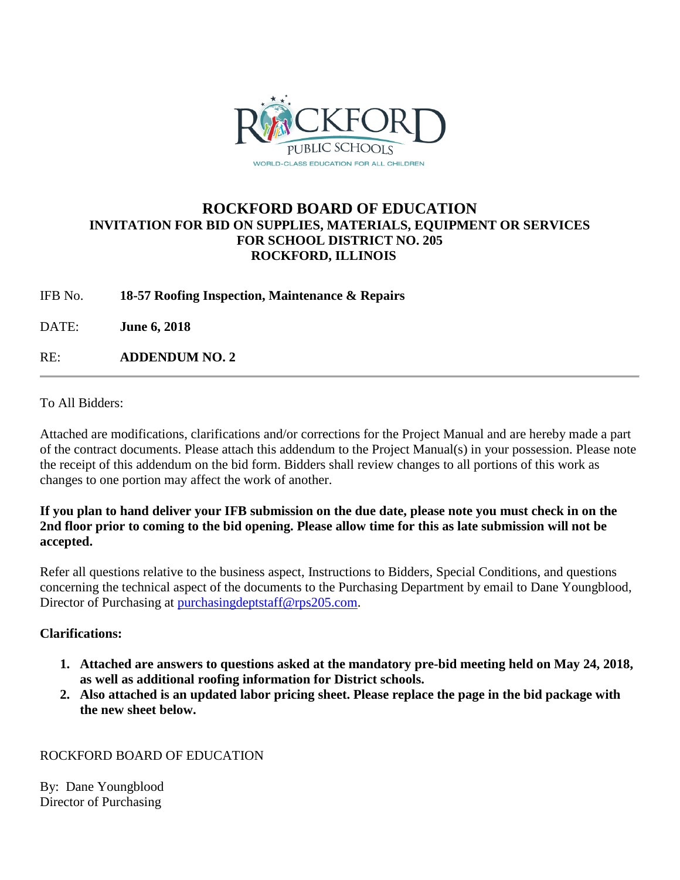# ROCKFORD BOARD OF EDUCATION

## INVITATION FOR BID ON SUPPLIES, MATERIALS, EQUIPMENT OR SERVICES FOR SCHOOL DISTRICT NO. 205 ROCKFORD, ILLINOIS

IFB No. **18-57 Roofing Inspection, Maintenance & Repairs**

DATE: **June 6, 2018**

RE: **ADDENDUM NO. 2**

---

To All Bidders:

Attached are modifications, clarifications and/or corrections for the Project Manual and are hereby made a part of the contract documents. Please attach this addendum to the Project Manual(s) in your possession. Please note the receipt of this addendum on the bid form. Bidders shall review changes to all portions of this work as changes to one portion may affect the work of another.

**If you plan to hand deliver your IFB submission on the due date, please note you must check in on the 2nd floor prior to coming to the bid opening. Please allow time for this as late submission will not be accepted.**

Refer all questions relative to the business aspect, Instructions to Bidders, Special Conditions, and questions concerning the technical aspect of the documents to the Purchasing Department by email to Dane Youngblood, Director of Purchasing at purchasingdeptstaff@rps205.com.

**Clarifications:**

1. **Attached are answers to questions asked at the mandatory pre-bid meeting held on May 24, 2018, as well as additional roofing information for District schools.**
2. **Also attached is an updated labor pricing sheet. Please replace the page in the bid package with the new sheet below.**

ROCKFORD BOARD OF EDUCATION

By: Dane Youngblood
Director of Purchasing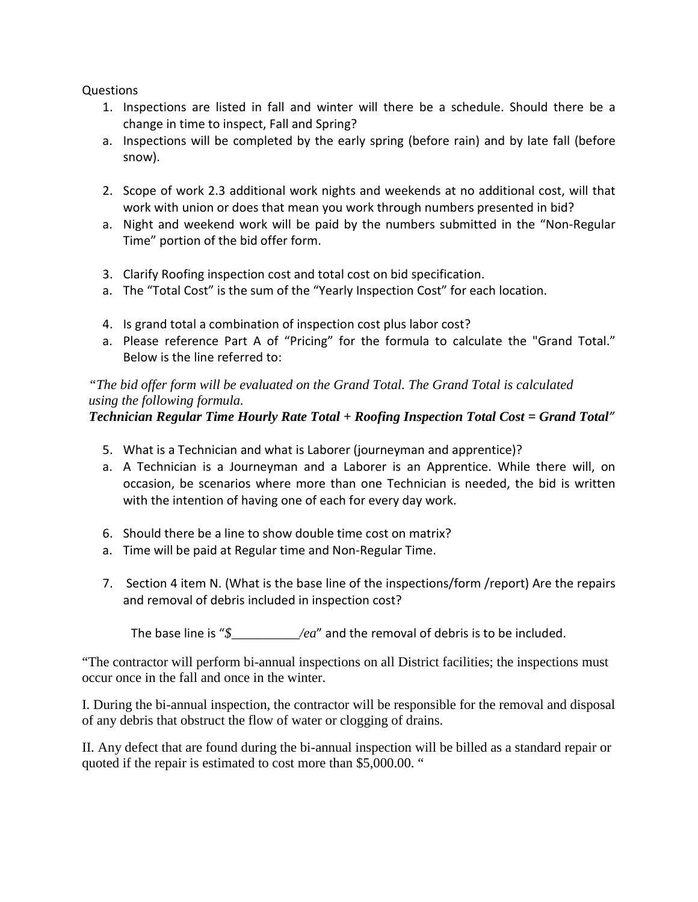Questions

1. Inspections are listed in fall and winter will there be a schedule. Should there be a change in time to inspect, Fall and Spring?
   a. Inspections will be completed by the early spring (before rain) and by late fall (before snow).

2. Scope of work 2.3 additional work nights and weekends at no additional cost, will that work with union or does that mean you work through numbers presented in bid?
   a. Night and weekend work will be paid by the numbers submitted in the "Non-Regular Time" portion of the bid offer form.

3. Clarify Roofing inspection cost and total cost on bid specification.
   a. The "Total Cost" is the sum of the "Yearly Inspection Cost" for each location.

4. Is grand total a combination of inspection cost plus labor cost?
   a. Please reference Part A of "Pricing" for the formula to calculate the "Grand Total." Below is the line referred to:

*"The bid offer form will be evaluated on the Grand Total. The Grand Total is calculated using the following formula.*
***Technician Regular Time Hourly Rate Total + Roofing Inspection Total Cost = Grand Total"***

5. What is a Technician and what is Laborer (journeyman and apprentice)?
   a. A Technician is a Journeyman and a Laborer is an Apprentice. While there will, on occasion, be scenarios where more than one Technician is needed, the bid is written with the intention of having one of each for every day work.

6. Should there be a line to show double time cost on matrix?
   a. Time will be paid at Regular time and Non-Regular Time.

7. Section 4 item N. (What is the base line of the inspections/form /report) Are the repairs and removal of debris included in inspection cost?

   The base line is "*$__________/ea*" and the removal of debris is to be included.

"The contractor will perform bi-annual inspections on all District facilities; the inspections must occur once in the fall and once in the winter.

I. During the bi-annual inspection, the contractor will be responsible for the removal and disposal of any debris that obstruct the flow of water or clogging of drains.

II. Any defect that are found during the bi-annual inspection will be billed as a standard repair or quoted if the repair is estimated to cost more than $5,000.00. "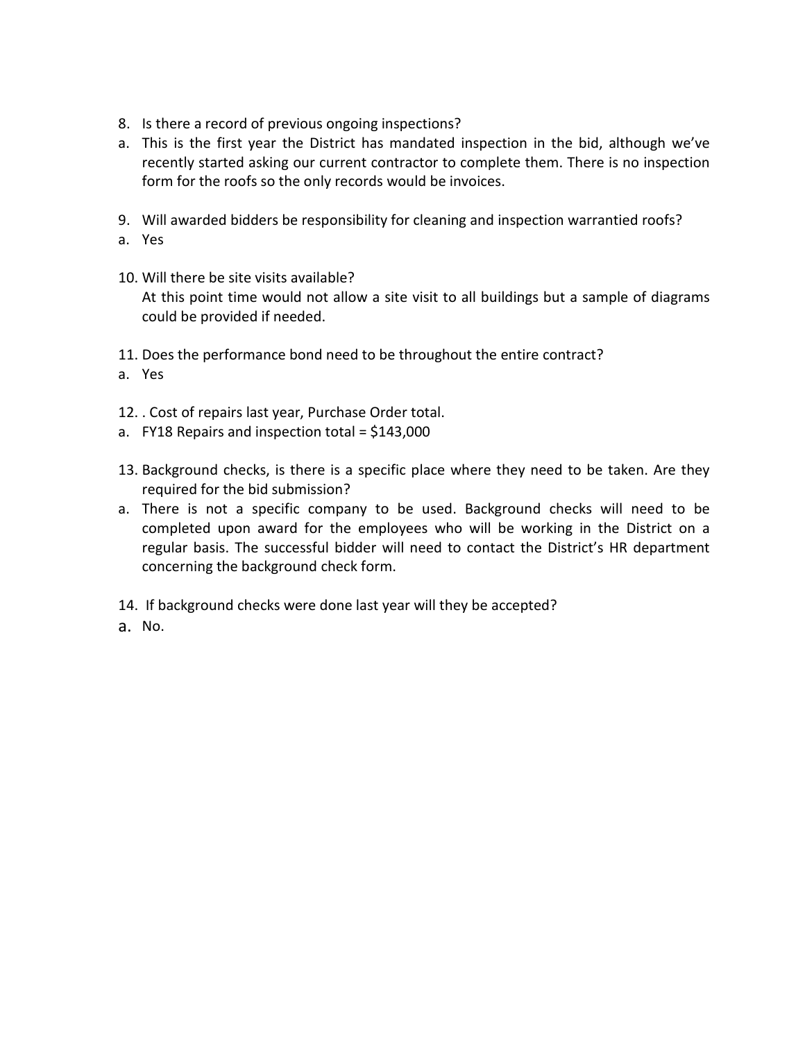8. Is there a record of previous ongoing inspections?

a. This is the first year the District has mandated inspection in the bid, although we've recently started asking our current contractor to complete them. There is no inspection form for the roofs so the only records would be invoices.

9. Will awarded bidders be responsibility for cleaning and inspection warrantied roofs?

a. Yes

10. Will there be site visits available?

    At this point time would not allow a site visit to all buildings but a sample of diagrams could be provided if needed.

11. Does the performance bond need to be throughout the entire contract?

a. Yes

12. . Cost of repairs last year, Purchase Order total.

a. FY18 Repairs and inspection total = $143,000

13. Background checks, is there is a specific place where they need to be taken. Are they required for the bid submission?

a. There is not a specific company to be used. Background checks will need to be completed upon award for the employees who will be working in the District on a regular basis. The successful bidder will need to contact the District's HR department concerning the background check form.

14. If background checks were done last year will they be accepted?

a. No.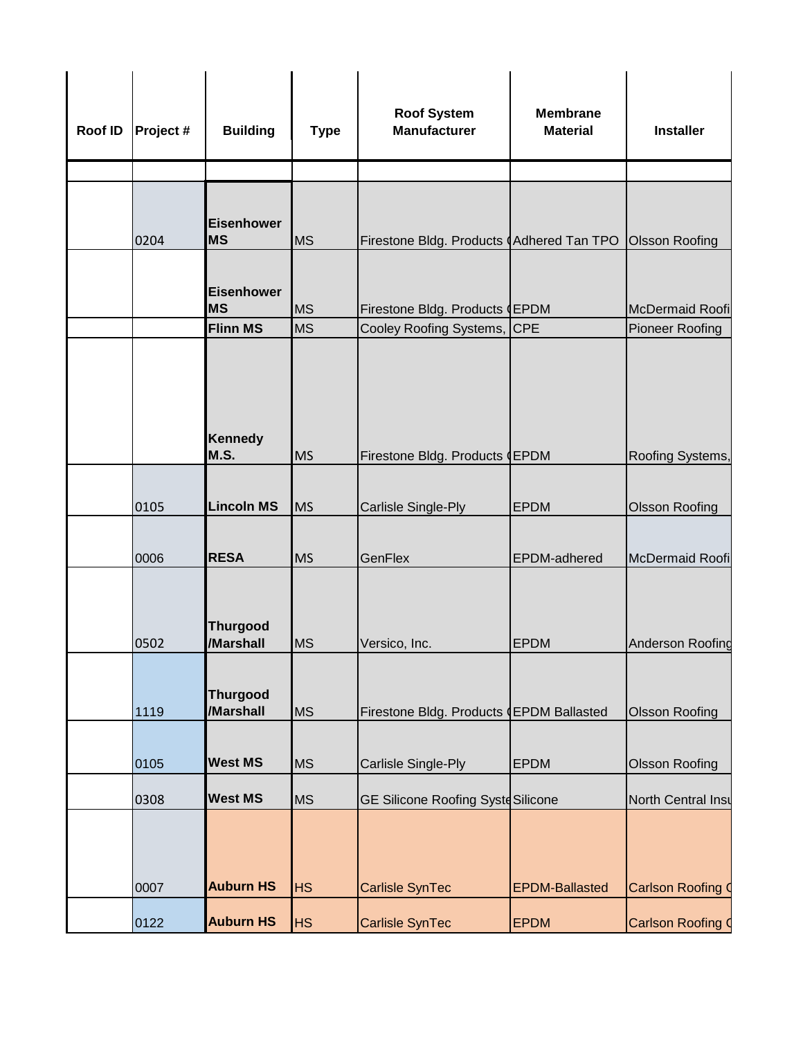| Roof ID | Project # | Building | Type | Roof System Manufacturer | Membrane Material | Installer |
|---|---|---|---|---|---|---|
| | | | | | | |
| | 0204 | **Eisenhower MS** | MS | Firestone Bldg. Products ( | Adhered Tan TPO | Olsson Roofing |
| | | **Eisenhower MS** | MS | Firestone Bldg. Products ( | EPDM | McDermaid Roofi |
| | | **Flinn MS** | MS | Cooley Roofing Systems, | CPE | Pioneer Roofing |
| | | **Kennedy M.S.** | MS | Firestone Bldg. Products ( | EPDM | Roofing Systems, |
| | 0105 | **Lincoln MS** | MS | Carlisle Single-Ply | EPDM | Olsson Roofing |
| | 0006 | **RESA** | MS | GenFlex | EPDM-adhered | McDermaid Roofi |
| | 0502 | **Thurgood /Marshall** | MS | Versico, Inc. | EPDM | Anderson Roofing |
| | 1119 | **Thurgood /Marshall** | MS | Firestone Bldg. Products ( | EPDM Ballasted | Olsson Roofing |
| | 0105 | **West MS** | MS | Carlisle Single-Ply | EPDM | Olsson Roofing |
| | 0308 | **West MS** | MS | GE Silicone Roofing Syste | Silicone | North Central Insu |
| | 0007 | **Auburn HS** | HS | Carlisle SynTec | EPDM-Ballasted | Carlson Roofing C |
| | 0122 | **Auburn HS** | HS | Carlisle SynTec | EPDM | Carlson Roofing C |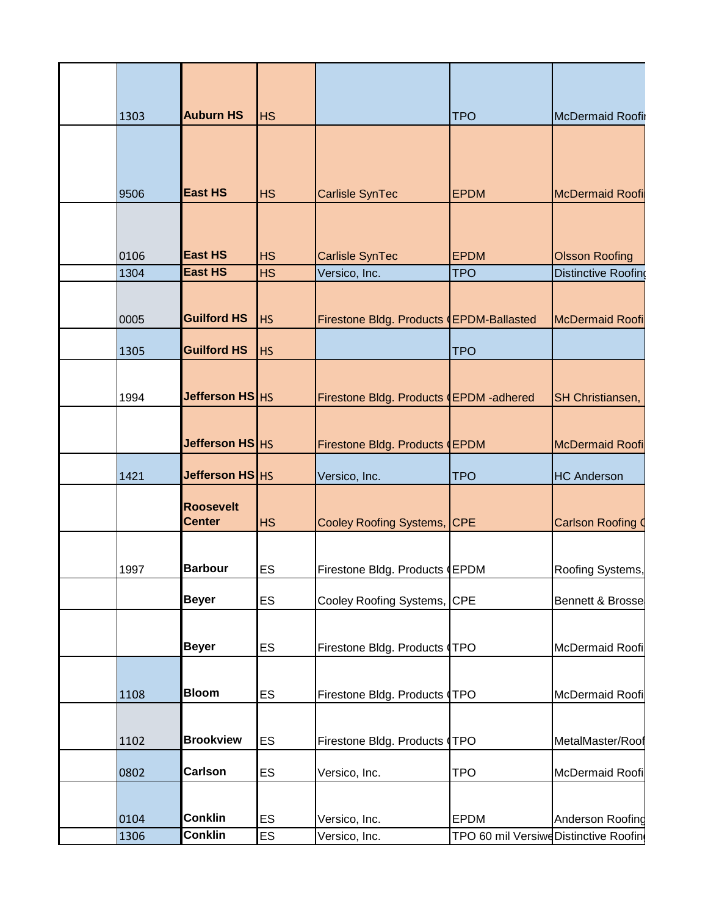| | | | | | | |
|---|---|---|---|---|---|---|
| | 1303 | **Auburn HS** | HS | | TPO | McDermaid Roofi |
| | 9506 | **East HS** | HS | Carlisle SynTec | EPDM | McDermaid Roofi |
| | 0106 | **East HS** | HS | Carlisle SynTec | EPDM | Olsson Roofing |
| | 1304 | **East HS** | HS | Versico, Inc. | TPO | Distinctive Roofing |
| | 0005 | **Guilford HS** | HS | Firestone Bldg. Products ( | EPDM-Ballasted | McDermaid Roofi |
| | 1305 | **Guilford HS** | HS | | TPO | |
| | 1994 | **Jefferson HS** | HS | Firestone Bldg. Products ( | EPDM -adhered | SH Christiansen, |
| | | **Jefferson HS** | HS | Firestone Bldg. Products ( | EPDM | McDermaid Roofi |
| | 1421 | **Jefferson HS** | HS | Versico, Inc. | TPO | HC Anderson |
| | | **Roosevelt Center** | HS | Cooley Roofing Systems, | CPE | Carlson Roofing C |
| | 1997 | **Barbour** | ES | Firestone Bldg. Products ( | EPDM | Roofing Systems, |
| | | **Beyer** | ES | Cooley Roofing Systems, | CPE | Bennett & Brosse |
| | | **Beyer** | ES | Firestone Bldg. Products ( | TPO | McDermaid Roofi |
| | 1108 | **Bloom** | ES | Firestone Bldg. Products ( | TPO | McDermaid Roofi |
| | 1102 | **Brookview** | ES | Firestone Bldg. Products ( | TPO | MetalMaster/Roof |
| | 0802 | **Carlson** | ES | Versico, Inc. | TPO | McDermaid Roofi |
| | 0104 | **Conklin** | ES | Versico, Inc. | EPDM | Anderson Roofing |
| | 1306 | **Conklin** | ES | Versico, Inc. | TPO 60 mil Versiwe | Distinctive Roofin |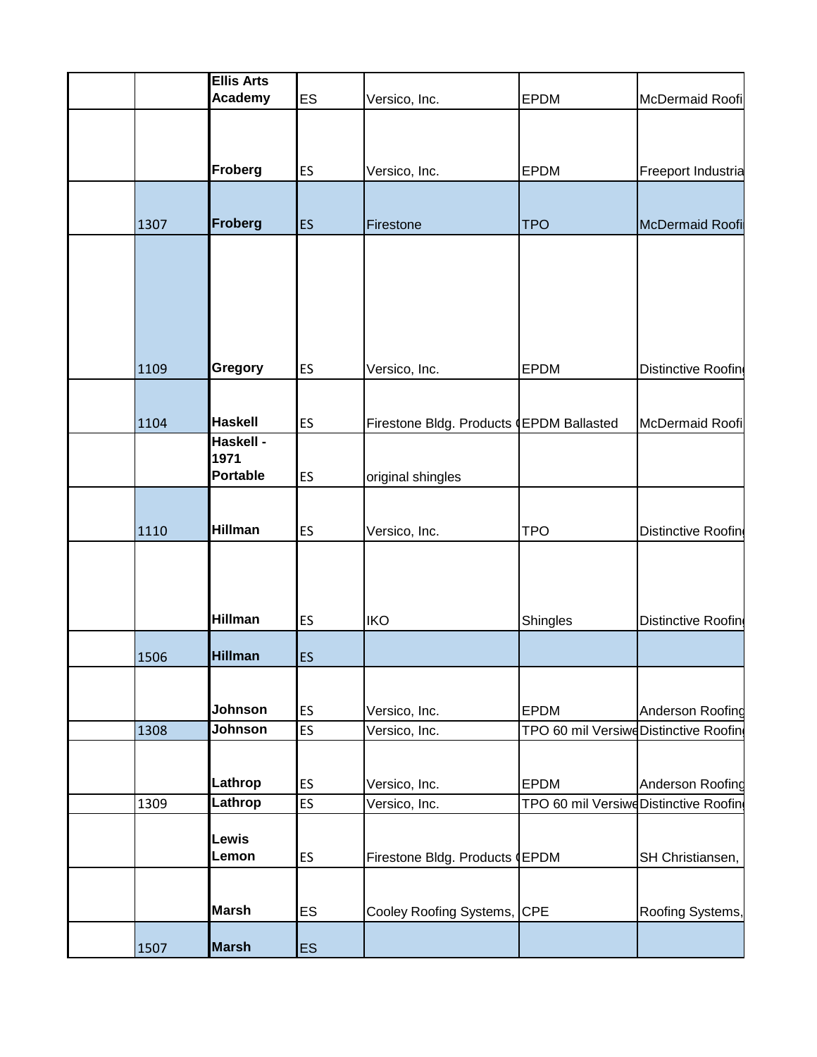| | | | | | | |
|---|---|---|---|---|---|---|
| | | **Ellis Arts Academy** | ES | Versico, Inc. | EPDM | McDermaid Roofi |
| | | **Froberg** | ES | Versico, Inc. | EPDM | Freeport Industria |
| | 1307 | **Froberg** | ES | Firestone | TPO | McDermaid Roofi |
| | 1109 | **Gregory** | ES | Versico, Inc. | EPDM | Distinctive Roofin |
| | 1104 | **Haskell** | ES | Firestone Bldg. Products ( | EPDM Ballasted | McDermaid Roofi |
| | | **Haskell - 1971 Portable** | ES | original shingles | | |
| | 1110 | **Hillman** | ES | Versico, Inc. | TPO | Distinctive Roofin |
| | | **Hillman** | ES | IKO | Shingles | Distinctive Roofin |
| | 1506 | **Hillman** | ES | | | |
| | | **Johnson** | ES | Versico, Inc. | EPDM | Anderson Roofing |
| | 1308 | **Johnson** | ES | Versico, Inc. | TPO 60 mil Versiwe | Distinctive Roofin |
| | | **Lathrop** | ES | Versico, Inc. | EPDM | Anderson Roofing |
| | 1309 | **Lathrop** | ES | Versico, Inc. | TPO 60 mil Versiwe | Distinctive Roofin |
| | | **Lewis Lemon** | ES | Firestone Bldg. Products ( | EPDM | SH Christiansen, |
| | | **Marsh** | ES | Cooley Roofing Systems, | CPE | Roofing Systems, |
| | 1507 | **Marsh** | ES | | | |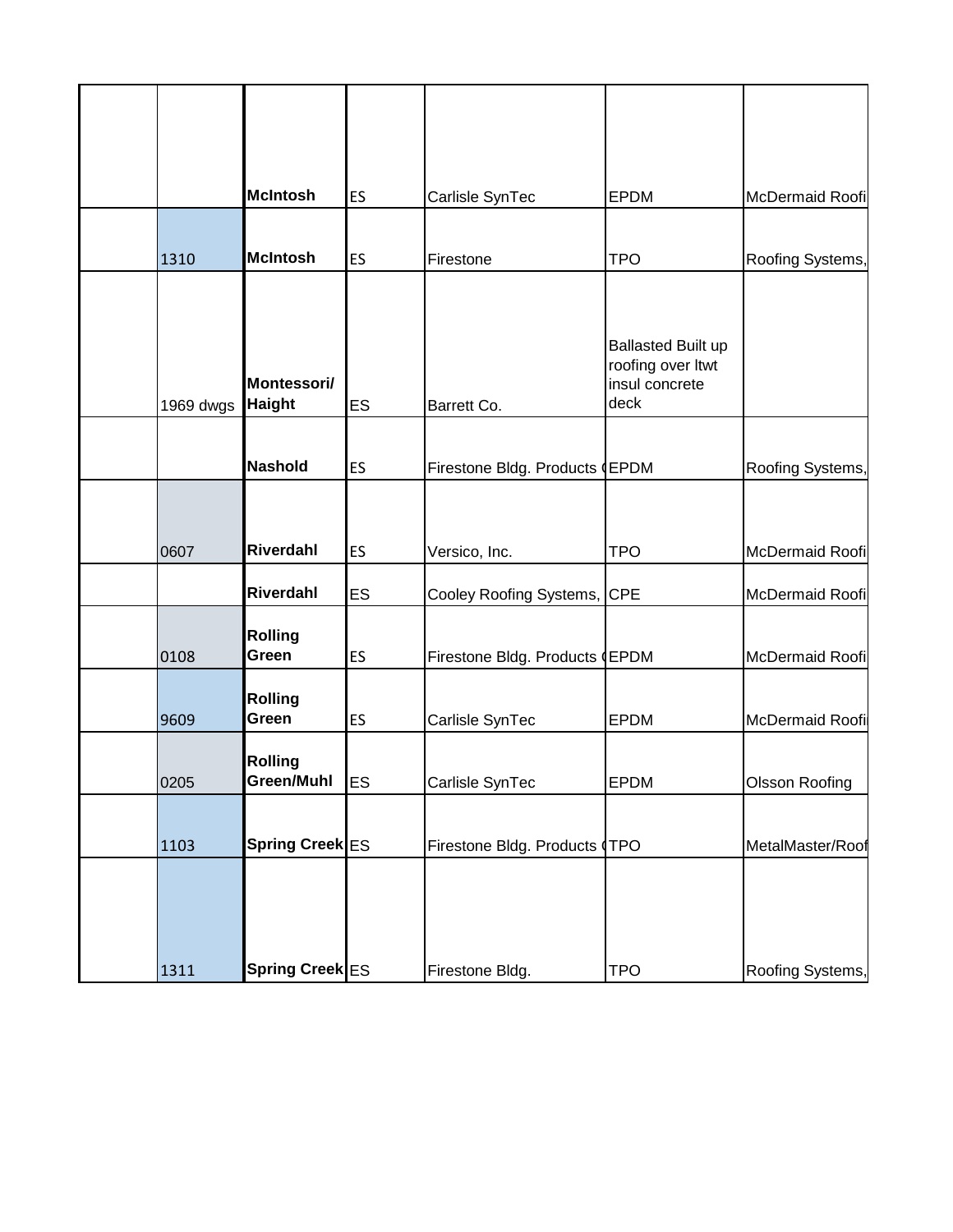| | | | | | | |
|---|---|---|---|---|---|---|
| | | **McIntosh** | ES | Carlisle SynTec | EPDM | McDermaid Roofi |
| | 1310 | **McIntosh** | ES | Firestone | TPO | Roofing Systems, |
| | 1969 dwgs | **Montessori/ Haight** | ES | Barrett Co. | Ballasted Built up roofing over ltwt insul concrete deck | |
| | | **Nashold** | ES | Firestone Bldg. Products ( | EPDM | Roofing Systems, |
| | 0607 | **Riverdahl** | ES | Versico, Inc. | TPO | McDermaid Roofi |
| | | **Riverdahl** | ES | Cooley Roofing Systems, | CPE | McDermaid Roofi |
| | 0108 | **Rolling Green** | ES | Firestone Bldg. Products ( | EPDM | McDermaid Roofi |
| | 9609 | **Rolling Green** | ES | Carlisle SynTec | EPDM | McDermaid Roofi |
| | 0205 | **Rolling Green/Muhl** | ES | Carlisle SynTec | EPDM | Olsson Roofing |
| | 1103 | **Spring Creek** | ES | Firestone Bldg. Products ( | TPO | MetalMaster/Roof |
| | 1311 | **Spring Creek** | ES | Firestone Bldg. | TPO | Roofing Systems, |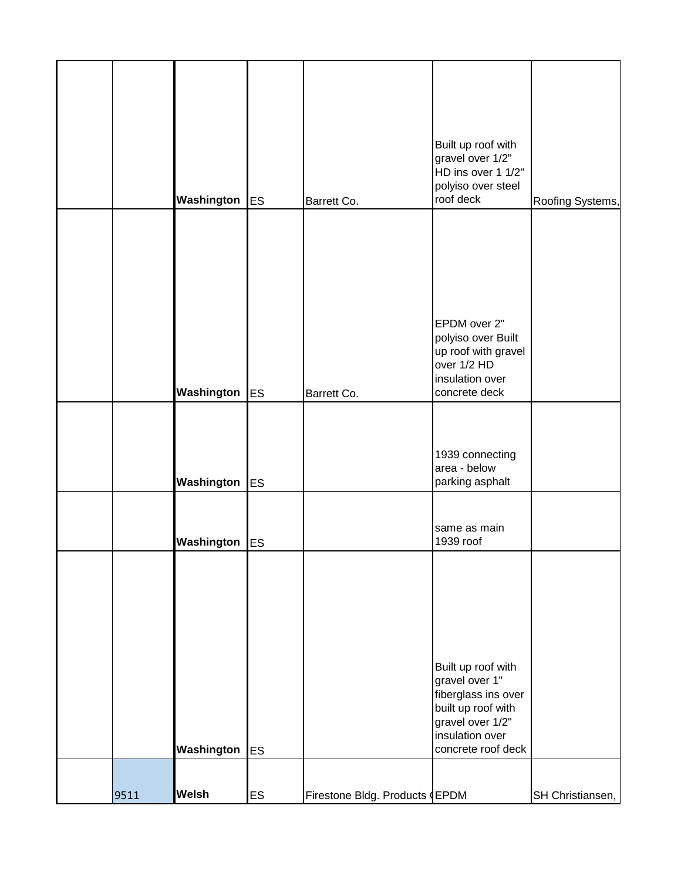| | | | | | | |
|---|---|---|---|---|---|---|
| | | **Washington** | ES | Barrett Co. | Built up roof with gravel over 1/2" HD ins over 1 1/2" polyiso over steel roof deck | Roofing Systems, |
| | | **Washington** | ES | Barrett Co. | EPDM over 2" polyiso over Built up roof with gravel over 1/2 HD insulation over concrete deck | |
| | | **Washington** | ES | | 1939 connecting area - below parking asphalt | |
| | | **Washington** | ES | | same as main 1939 roof | |
| | | **Washington** | ES | | Built up roof with gravel over 1" fiberglass ins over built up roof with gravel over 1/2" insulation over concrete roof deck | |
| | 9511 | **Welsh** | ES | Firestone Bldg. Products ( | EPDM | SH Christiansen, |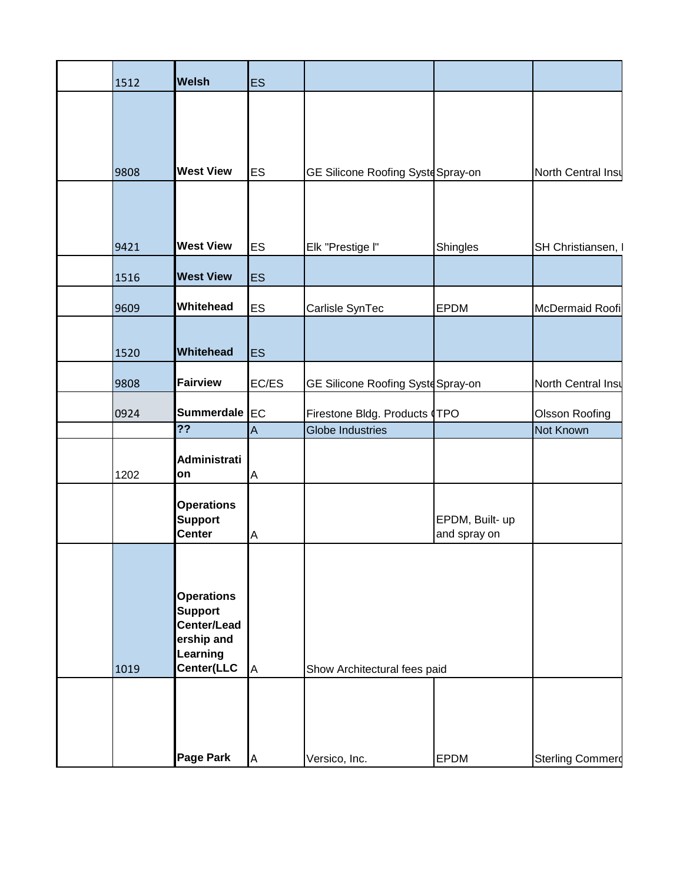| | | | | | | |
|---|---|---|---|---|---|---|
| | 1512 | **Welsh** | ES | | | |
| | 9808 | **West View** | ES | GE Silicone Roofing Syste | Spray-on | North Central Insu |
| | 9421 | **West View** | ES | Elk "Prestige I" | Shingles | SH Christiansen, I |
| | 1516 | **West View** | ES | | | |
| | 9609 | **Whitehead** | ES | Carlisle SynTec | EPDM | McDermaid Roofi |
| | 1520 | **Whitehead** | ES | | | |
| | 9808 | **Fairview** | EC/ES | GE Silicone Roofing Syste | Spray-on | North Central Insu |
| | 0924 | **Summerdale** | EC | Firestone Bldg. Products ( | TPO | Olsson Roofing |
| | | **??** | A | Globe Industries | | Not Known |
| | 1202 | **Administration** | A | | | |
| | | **Operations Support Center** | A | | EPDM, Built- up and spray on | |
| | 1019 | **Operations Support Center/Leadership and Learning Center(LLC** | A | Show Architectural fees paid | | |
| | | **Page Park** | A | Versico, Inc. | EPDM | Sterling Commerc |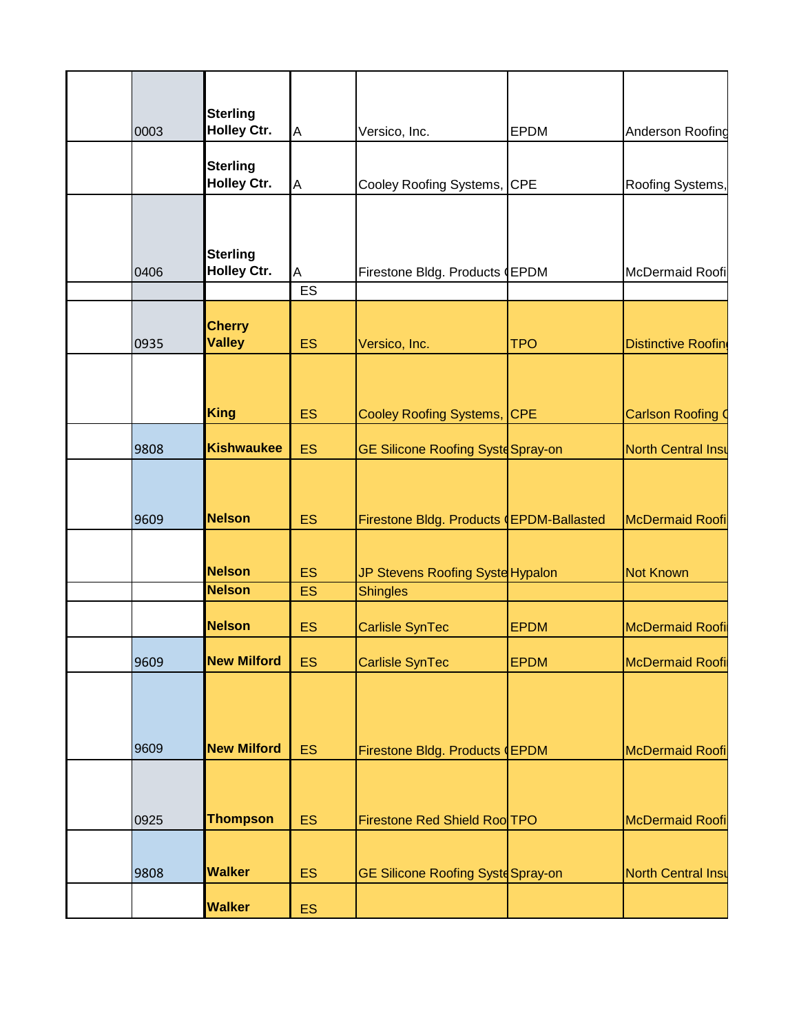| | | | | | | |
|---|---|---|---|---|---|---|
| | 0003 | **Sterling Holley Ctr.** | A | Versico, Inc. | EPDM | Anderson Roofing |
| | | **Sterling Holley Ctr.** | A | Cooley Roofing Systems, | CPE | Roofing Systems, |
| | 0406 | **Sterling Holley Ctr.** | A | Firestone Bldg. Products ( | EPDM | McDermaid Roofi |
| | | | ES | | | |
| | 0935 | **Cherry Valley** | ES | Versico, Inc. | TPO | Distinctive Roofin |
| | | **King** | ES | Cooley Roofing Systems, | CPE | Carlson Roofing C |
| | 9808 | **Kishwaukee** | ES | GE Silicone Roofing Syste | Spray-on | North Central Insu |
| | 9609 | **Nelson** | ES | Firestone Bldg. Products ( | EPDM-Ballasted | McDermaid Roofi |
| | | **Nelson** | ES | JP Stevens Roofing Syste | Hypalon | Not Known |
| | | **Nelson** | ES | Shingles | | |
| | | **Nelson** | ES | Carlisle SynTec | EPDM | McDermaid Roofi |
| | 9609 | **New Milford** | ES | Carlisle SynTec | EPDM | McDermaid Roofi |
| | 9609 | **New Milford** | ES | Firestone Bldg. Products ( | EPDM | McDermaid Roofi |
| | 0925 | **Thompson** | ES | Firestone Red Shield Roo | TPO | McDermaid Roofi |
| | 9808 | **Walker** | ES | GE Silicone Roofing Syste | Spray-on | North Central Insu |
| | | **Walker** | ES | | | |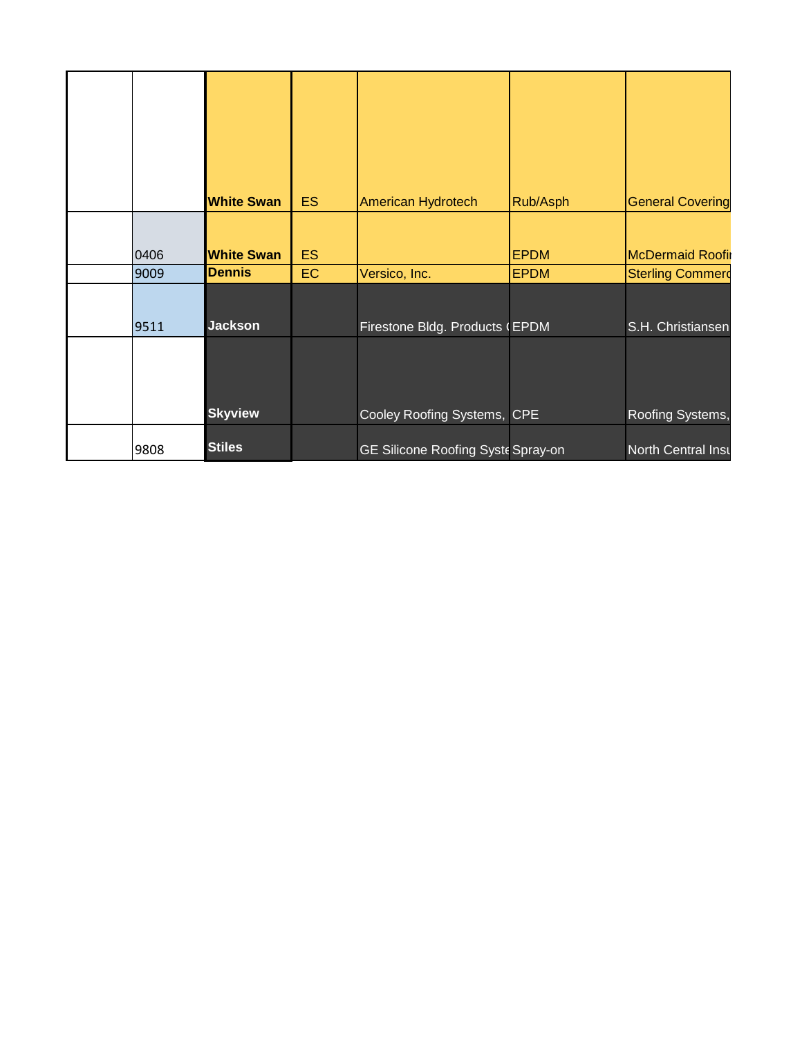|  |  |  |  |  |  |  |
|---|---|---|---|---|---|---|
|  |  | **White Swan** | ES | American Hydrotech | Rub/Asph | General Covering |
|  | 0406 | **White Swan** | ES |  | EPDM | McDermaid Roofi |
|  | 9009 | **Dennis** | EC | Versico, Inc. | EPDM | Sterling Commerc |
|  | 9511 | **Jackson** |  | Firestone Bldg. Products ( | EPDM | S.H. Christiansen |
|  |  | **Skyview** |  | Cooley Roofing Systems, | CPE | Roofing Systems, |
|  | 9808 | **Stiles** |  | GE Silicone Roofing Syste | Spray-on | North Central Insu |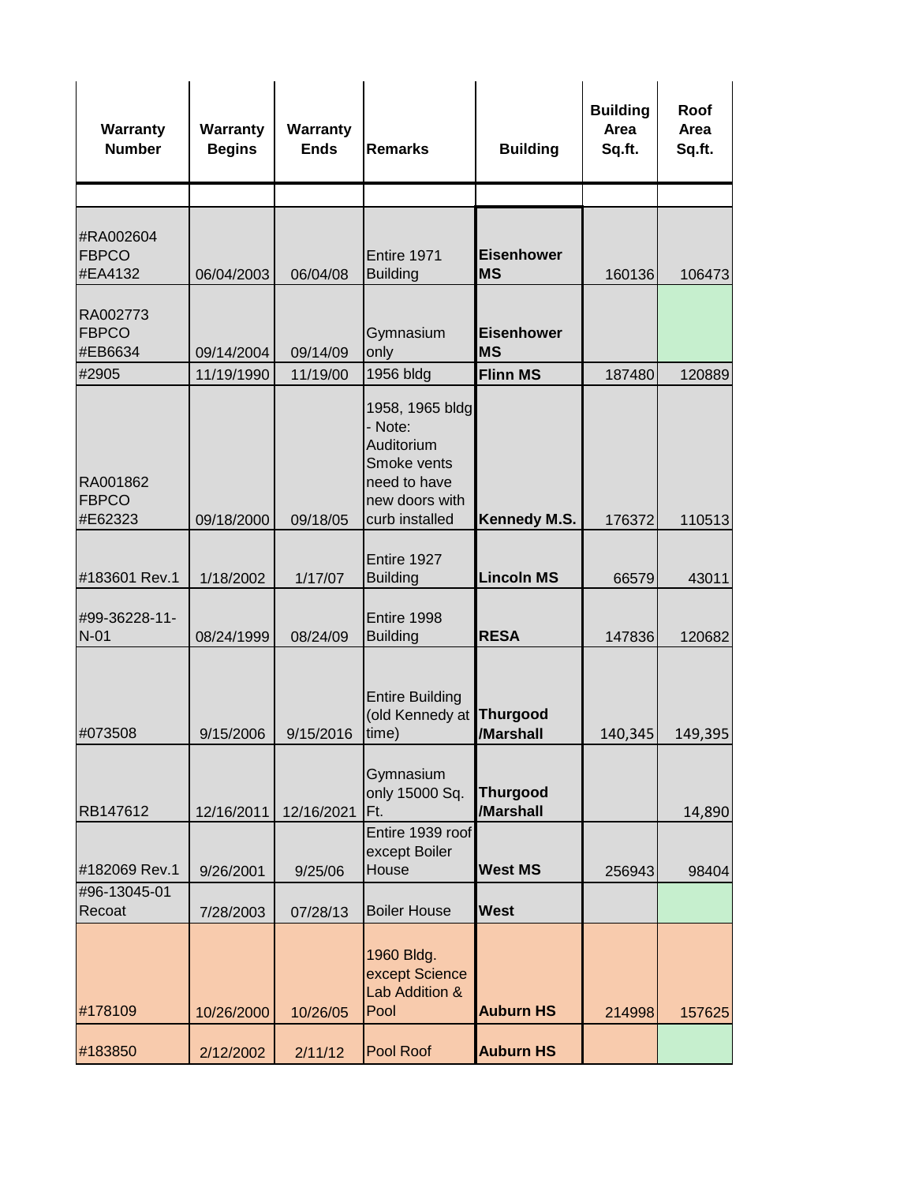| Warranty Number | Warranty Begins | Warranty Ends | Remarks | Building | Building Area Sq.ft. | Roof Area Sq.ft. |
|---|---|---|---|---|---|---|
| | | | | | | |
| #RA002604 FBPCO #EA4132 | 06/04/2003 | 06/04/08 | Entire 1971 Building | **Eisenhower MS** | 160136 | 106473 |
| RA002773 FBPCO #EB6634 | 09/14/2004 | 09/14/09 | Gymnasium only | **Eisenhower MS** | | |
| #2905 | 11/19/1990 | 11/19/00 | 1956 bldg | **Flinn MS** | 187480 | 120889 |
| RA001862 FBPCO #E62323 | 09/18/2000 | 09/18/05 | 1958, 1965 bldg - Note: Auditorium Smoke vents need to have new doors with curb installed | **Kennedy M.S.** | 176372 | 110513 |
| #183601 Rev.1 | 1/18/2002 | 1/17/07 | Entire 1927 Building | **Lincoln MS** | 66579 | 43011 |
| #99-36228-11-N-01 | 08/24/1999 | 08/24/09 | Entire 1998 Building | **RESA** | 147836 | 120682 |
| #073508 | 9/15/2006 | 9/15/2016 | Entire Building (old Kennedy at time) | **Thurgood /Marshall** | 140,345 | 149,395 |
| RB147612 | 12/16/2011 | 12/16/2021 | Gymnasium only 15000 Sq. Ft. | **Thurgood /Marshall** | | 14,890 |
| #182069 Rev.1 | 9/26/2001 | 9/25/06 | Entire 1939 roof except Boiler House | **West MS** | 256943 | 98404 |
| #96-13045-01 Recoat | 7/28/2003 | 07/28/13 | Boiler House | **West** | | |
| #178109 | 10/26/2000 | 10/26/05 | 1960 Bldg. except Science Lab Addition & Pool | **Auburn HS** | 214998 | 157625 |
| #183850 | 2/12/2002 | 2/11/12 | Pool Roof | **Auburn HS** | | |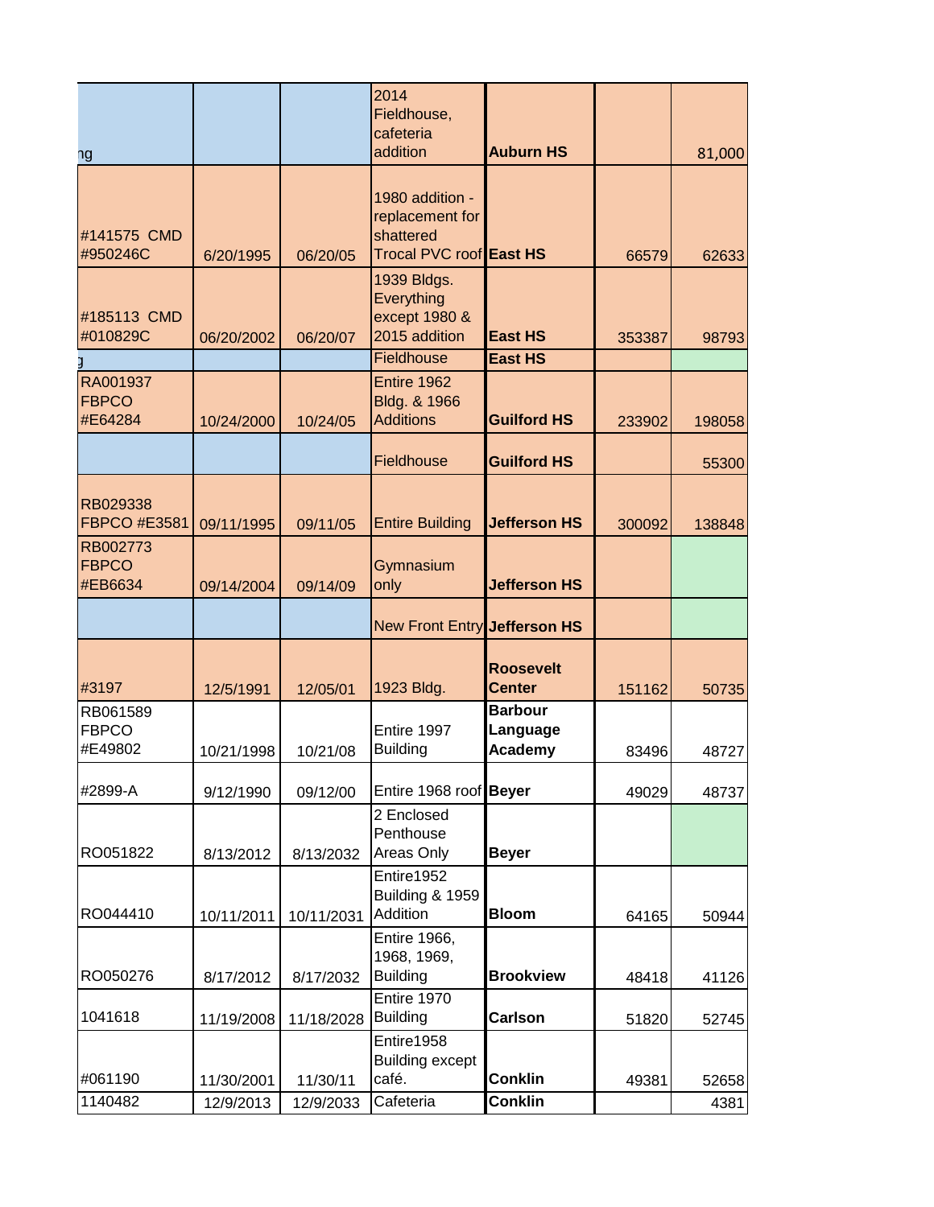| | | | | | | |
|---|---|---|---|---|---|---|
| ng | | | 2014 Fieldhouse, cafeteria addition | **Auburn HS** | | 81,000 |
| #141575 CMD #950246C | 6/20/1995 | 06/20/05 | 1980 addition - replacement for shattered Trocal PVC roof | **East HS** | 66579 | 62633 |
| #185113 CMD #010829C | 06/20/2002 | 06/20/07 | 1939 Bldgs. Everything except 1980 & 2015 addition | **East HS** | 353387 | 98793 |
| g | | | Fieldhouse | **East HS** | | |
| RA001937 FBPCO #E64284 | 10/24/2000 | 10/24/05 | Entire 1962 Bldg. & 1966 Additions | **Guilford HS** | 233902 | 198058 |
| | | | Fieldhouse | **Guilford HS** | | 55300 |
| RB029338 FBPCO #E3581 | 09/11/1995 | 09/11/05 | Entire Building | **Jefferson HS** | 300092 | 138848 |
| RB002773 FBPCO #EB6634 | 09/14/2004 | 09/14/09 | Gymnasium only | **Jefferson HS** | | |
| | | | New Front Entry | **Jefferson HS** | | |
| #3197 | 12/5/1991 | 12/05/01 | 1923 Bldg. | **Roosevelt Center** | 151162 | 50735 |
| RB061589 FBPCO #E49802 | 10/21/1998 | 10/21/08 | Entire 1997 Building | **Barbour Language Academy** | 83496 | 48727 |
| #2899-A | 9/12/1990 | 09/12/00 | Entire 1968 roof | **Beyer** | 49029 | 48737 |
| RO051822 | 8/13/2012 | 8/13/2032 | 2 Enclosed Penthouse Areas Only | **Beyer** | | |
| RO044410 | 10/11/2011 | 10/11/2031 | Entire1952 Building & 1959 Addition | **Bloom** | 64165 | 50944 |
| RO050276 | 8/17/2012 | 8/17/2032 | Entire 1966, 1968, 1969, Building | **Brookview** | 48418 | 41126 |
| 1041618 | 11/19/2008 | 11/18/2028 | Entire 1970 Building | **Carlson** | 51820 | 52745 |
| #061190 | 11/30/2001 | 11/30/11 | Entire1958 Building except café. | **Conklin** | 49381 | 52658 |
| 1140482 | 12/9/2013 | 12/9/2033 | Cafeteria | **Conklin** | | 4381 |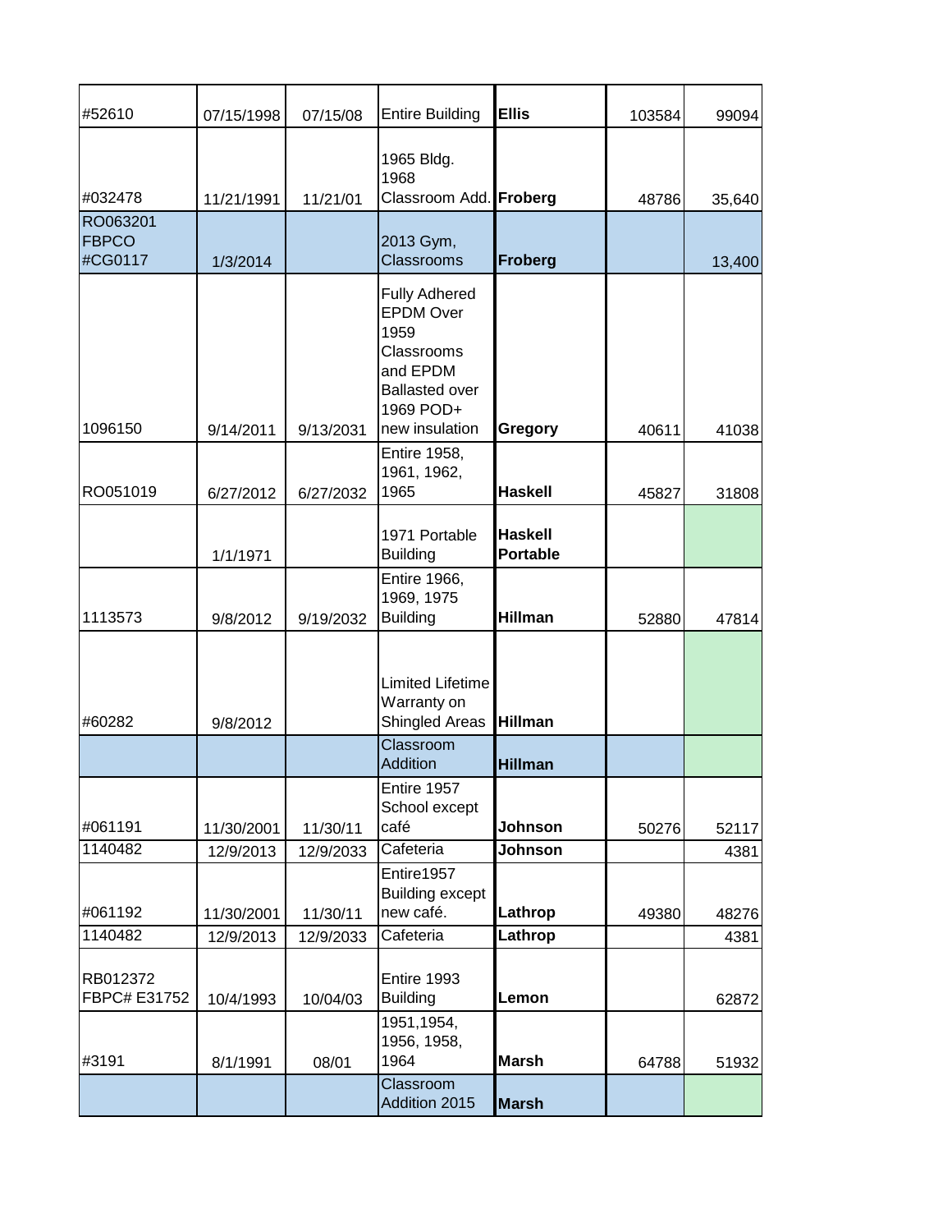|  |  |  |  |  |  |  |
|---|---|---|---|---|---|---|
| #52610 | 07/15/1998 | 07/15/08 | Entire Building | **Ellis** | 103584 | 99094 |
| #032478 | 11/21/1991 | 11/21/01 | 1965 Bldg. 1968 Classroom Add. | **Froberg** | 48786 | 35,640 |
| RO063201 FBPCO #CG0117 | 1/3/2014 |  | 2013 Gym, Classrooms | **Froberg** |  | 13,400 |
| 1096150 | 9/14/2011 | 9/13/2031 | Fully Adhered EPDM Over 1959 Classrooms and EPDM Ballasted over 1969 POD+ new insulation | **Gregory** | 40611 | 41038 |
| RO051019 | 6/27/2012 | 6/27/2032 | Entire 1958, 1961, 1962, 1965 | **Haskell** | 45827 | 31808 |
|  | 1/1/1971 |  | 1971 Portable Building | **Haskell Portable** |  |  |
| 1113573 | 9/8/2012 | 9/19/2032 | Entire 1966, 1969, 1975 Building | **Hillman** | 52880 | 47814 |
| #60282 | 9/8/2012 |  | Limited Lifetime Warranty on Shingled Areas | **Hillman** |  |  |
|  |  |  | Classroom Addition | **Hillman** |  |  |
| #061191 | 11/30/2001 | 11/30/11 | Entire 1957 School except café | **Johnson** | 50276 | 52117 |
| 1140482 | 12/9/2013 | 12/9/2033 | Cafeteria | **Johnson** |  | 4381 |
| #061192 | 11/30/2001 | 11/30/11 | Entire1957 Building except new café. | **Lathrop** | 49380 | 48276 |
| 1140482 | 12/9/2013 | 12/9/2033 | Cafeteria | **Lathrop** |  | 4381 |
| RB012372 FBPC# E31752 | 10/4/1993 | 10/04/03 | Entire 1993 Building | **Lemon** |  | 62872 |
| #3191 | 8/1/1991 | 08/01 | 1951,1954, 1956, 1958, 1964 | **Marsh** | 64788 | 51932 |
|  |  |  | Classroom Addition 2015 | **Marsh** |  |  |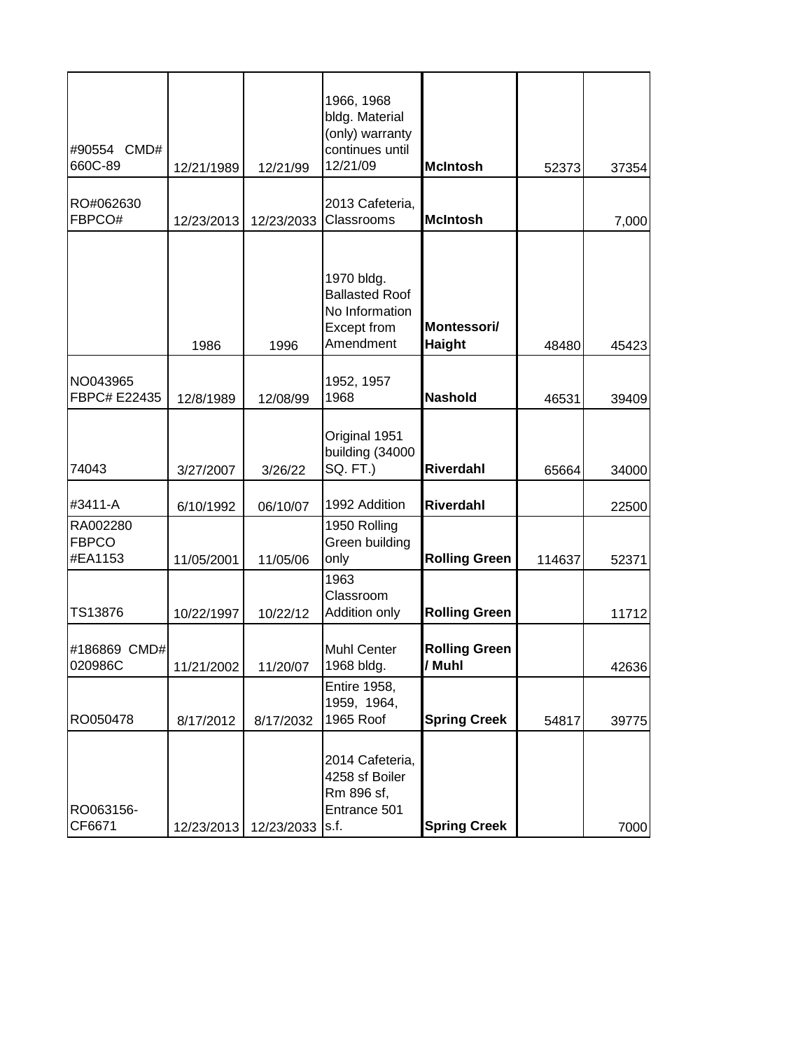| | | | | | | |
|---|---|---|---|---|---|---|
| #90554 CMD# 660C-89 | 12/21/1989 | 12/21/99 | 1966, 1968 bldg. Material (only) warranty continues until 12/21/09 | **McIntosh** | 52373 | 37354 |
| RO#062630 FBPCO# | 12/23/2013 | 12/23/2033 | 2013 Cafeteria, Classrooms | **McIntosh** | | 7,000 |
| | 1986 | 1996 | 1970 bldg. Ballasted Roof No Information Except from Amendment | **Montessori/ Haight** | 48480 | 45423 |
| NO043965 FBPC# E22435 | 12/8/1989 | 12/08/99 | 1952, 1957 1968 | **Nashold** | 46531 | 39409 |
| 74043 | 3/27/2007 | 3/26/22 | Original 1951 building (34000 SQ. FT.) | **Riverdahl** | 65664 | 34000 |
| #3411-A | 6/10/1992 | 06/10/07 | 1992 Addition | **Riverdahl** | | 22500 |
| RA002280 FBPCO #EA1153 | 11/05/2001 | 11/05/06 | 1950 Rolling Green building only | **Rolling Green** | 114637 | 52371 |
| TS13876 | 10/22/1997 | 10/22/12 | 1963 Classroom Addition only | **Rolling Green** | | 11712 |
| #186869 CMD# 020986C | 11/21/2002 | 11/20/07 | Muhl Center 1968 bldg. | **Rolling Green / Muhl** | | 42636 |
| RO050478 | 8/17/2012 | 8/17/2032 | Entire 1958, 1959, 1964, 1965 Roof | **Spring Creek** | 54817 | 39775 |
| RO063156-CF6671 | 12/23/2013 | 12/23/2033 | 2014 Cafeteria, 4258 sf Boiler Rm 896 sf, Entrance 501 s.f. | **Spring Creek** | | 7000 |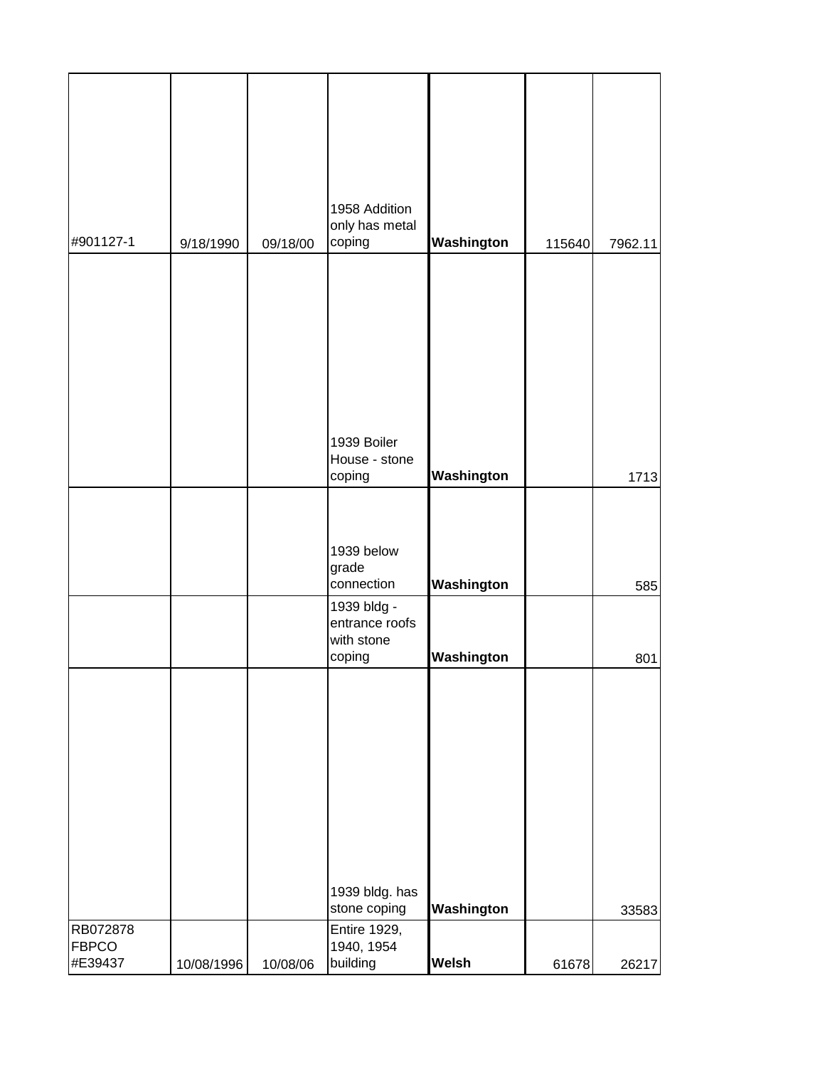| | | | | | | |
|---|---|---|---|---|---|---|
| #901127-1 | 9/18/1990 | 09/18/00 | 1958 Addition only has metal coping | **Washington** | 115640 | 7962.11 |
| | | | 1939 Boiler House - stone coping | **Washington** | | 1713 |
| | | | 1939 below grade connection | **Washington** | | 585 |
| | | | 1939 bldg - entrance roofs with stone coping | **Washington** | | 801 |
| | | | 1939 bldg. has stone coping | **Washington** | | 33583 |
| RB072878 FBPCO #E39437 | 10/08/1996 | 10/08/06 | Entire 1929, 1940, 1954 building | **Welsh** | 61678 | 26217 |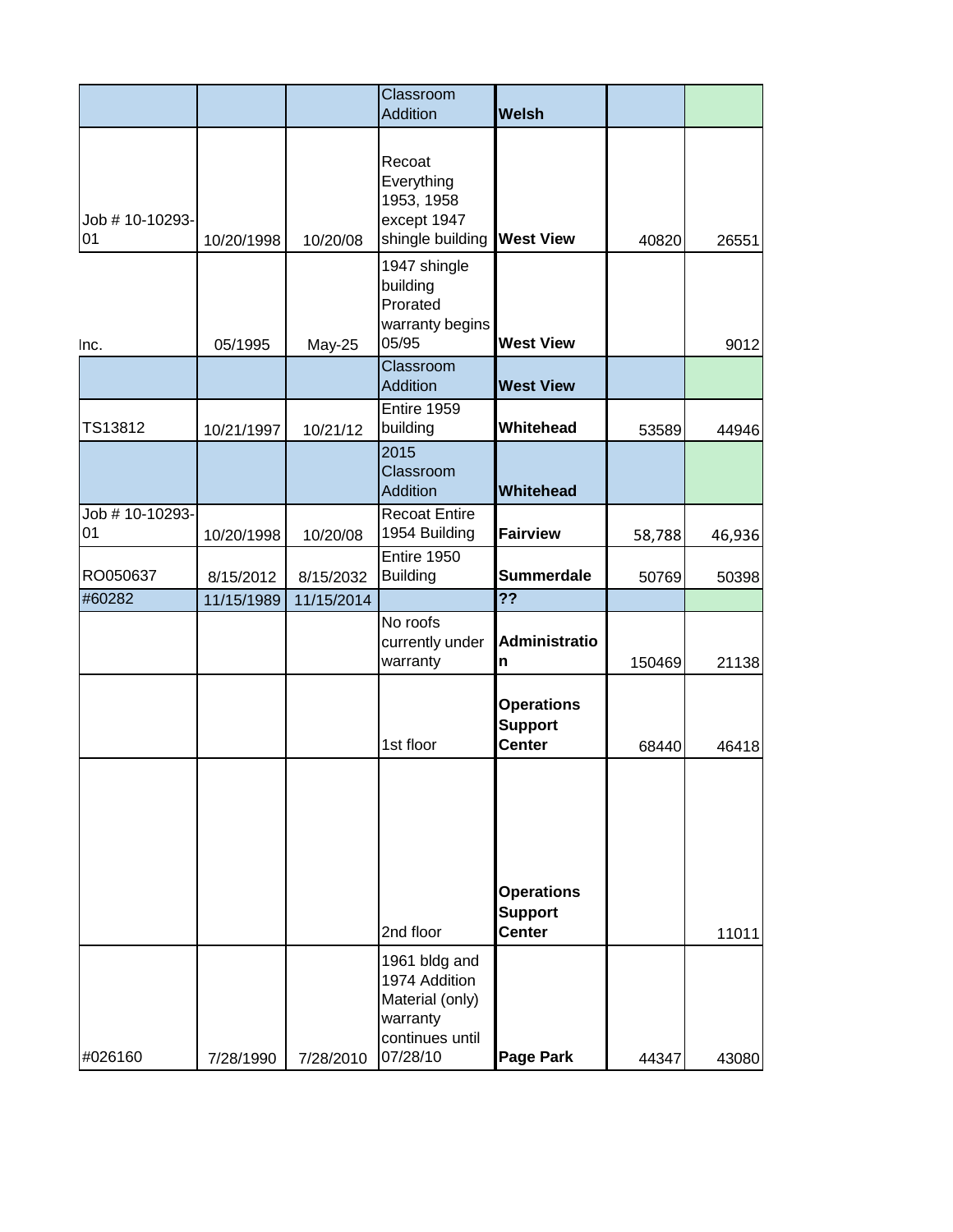| | | | | | | |
|---|---|---|---|---|---|---|
| | | | Classroom Addition | **Welsh** | | |
| Job # 10-10293-01 | 10/20/1998 | 10/20/08 | Recoat Everything 1953, 1958 except 1947 shingle building | **West View** | 40820 | 26551 |
| Inc. | 05/1995 | May-25 | 1947 shingle building Prorated warranty begins 05/95 | **West View** | | 9012 |
| | | | Classroom Addition | **West View** | | |
| TS13812 | 10/21/1997 | 10/21/12 | Entire 1959 building | **Whitehead** | 53589 | 44946 |
| | | | 2015 Classroom Addition | **Whitehead** | | |
| Job # 10-10293-01 | 10/20/1998 | 10/20/08 | Recoat Entire 1954 Building | **Fairview** | 58,788 | 46,936 |
| RO050637 | 8/15/2012 | 8/15/2032 | Entire 1950 Building | **Summerdale** | 50769 | 50398 |
| #60282 | 11/15/1989 | 11/15/2014 | | **??** | | |
| | | | No roofs currently under warranty | **Administration** | 150469 | 21138 |
| | | | 1st floor | **Operations Support Center** | 68440 | 46418 |
| | | | 2nd floor | **Operations Support Center** | | 11011 |
| #026160 | 7/28/1990 | 7/28/2010 | 1961 bldg and 1974 Addition Material (only) warranty continues until 07/28/10 | **Page Park** | 44347 | 43080 |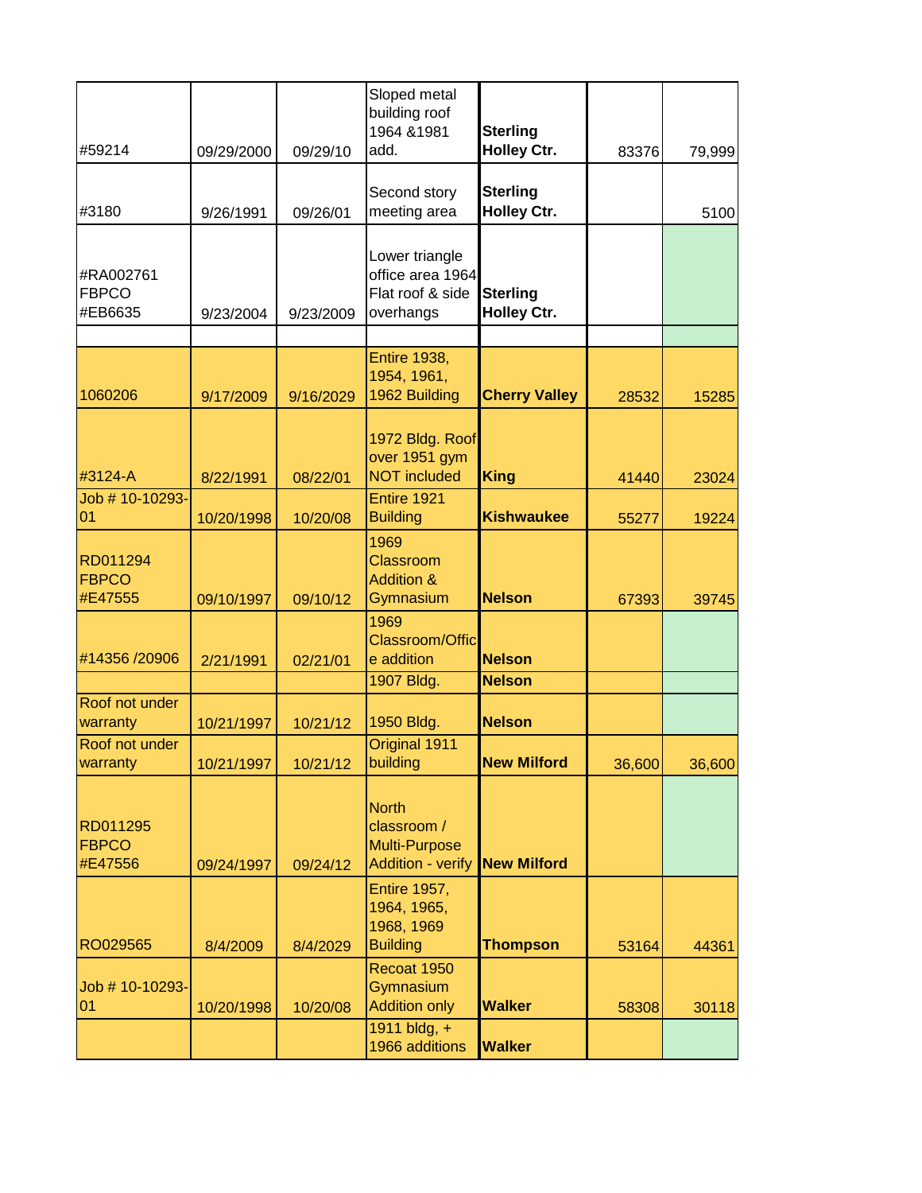| | | | | | | |
|---|---|---|---|---|---|---|
| #59214 | 09/29/2000 | 09/29/10 | Sloped metal building roof 1964 &1981 add. | **Sterling Holley Ctr.** | 83376 | 79,999 |
| #3180 | 9/26/1991 | 09/26/01 | Second story meeting area | **Sterling Holley Ctr.** | | 5100 |
| #RA002761 FBPCO #EB6635 | 9/23/2004 | 9/23/2009 | Lower triangle office area 1964 Flat roof & side overhangs | **Sterling Holley Ctr.** | | |
| | | | | | | |
| 1060206 | 9/17/2009 | 9/16/2029 | Entire 1938, 1954, 1961, 1962 Building | **Cherry Valley** | 28532 | 15285 |
| #3124-A | 8/22/1991 | 08/22/01 | 1972 Bldg. Roof over 1951 gym NOT included | **King** | 41440 | 23024 |
| Job # 10-10293-01 | 10/20/1998 | 10/20/08 | Entire 1921 Building | **Kishwaukee** | 55277 | 19224 |
| RD011294 FBPCO #E47555 | 09/10/1997 | 09/10/12 | 1969 Classroom Addition & Gymnasium | **Nelson** | 67393 | 39745 |
| #14356 /20906 | 2/21/1991 | 02/21/01 | 1969 Classroom/Office addition | **Nelson** | | |
| | | | 1907 Bldg. | **Nelson** | | |
| Roof not under warranty | 10/21/1997 | 10/21/12 | 1950 Bldg. | **Nelson** | | |
| Roof not under warranty | 10/21/1997 | 10/21/12 | Original 1911 building | **New Milford** | 36,600 | 36,600 |
| RD011295 FBPCO #E47556 | 09/24/1997 | 09/24/12 | North classroom / Multi-Purpose Addition - verify | **New Milford** | | |
| RO029565 | 8/4/2009 | 8/4/2029 | Entire 1957, 1964, 1965, 1968, 1969 Building | **Thompson** | 53164 | 44361 |
| Job # 10-10293-01 | 10/20/1998 | 10/20/08 | Recoat 1950 Gymnasium Addition only | **Walker** | 58308 | 30118 |
| | | | 1911 bldg, + 1966 additions | **Walker** | | |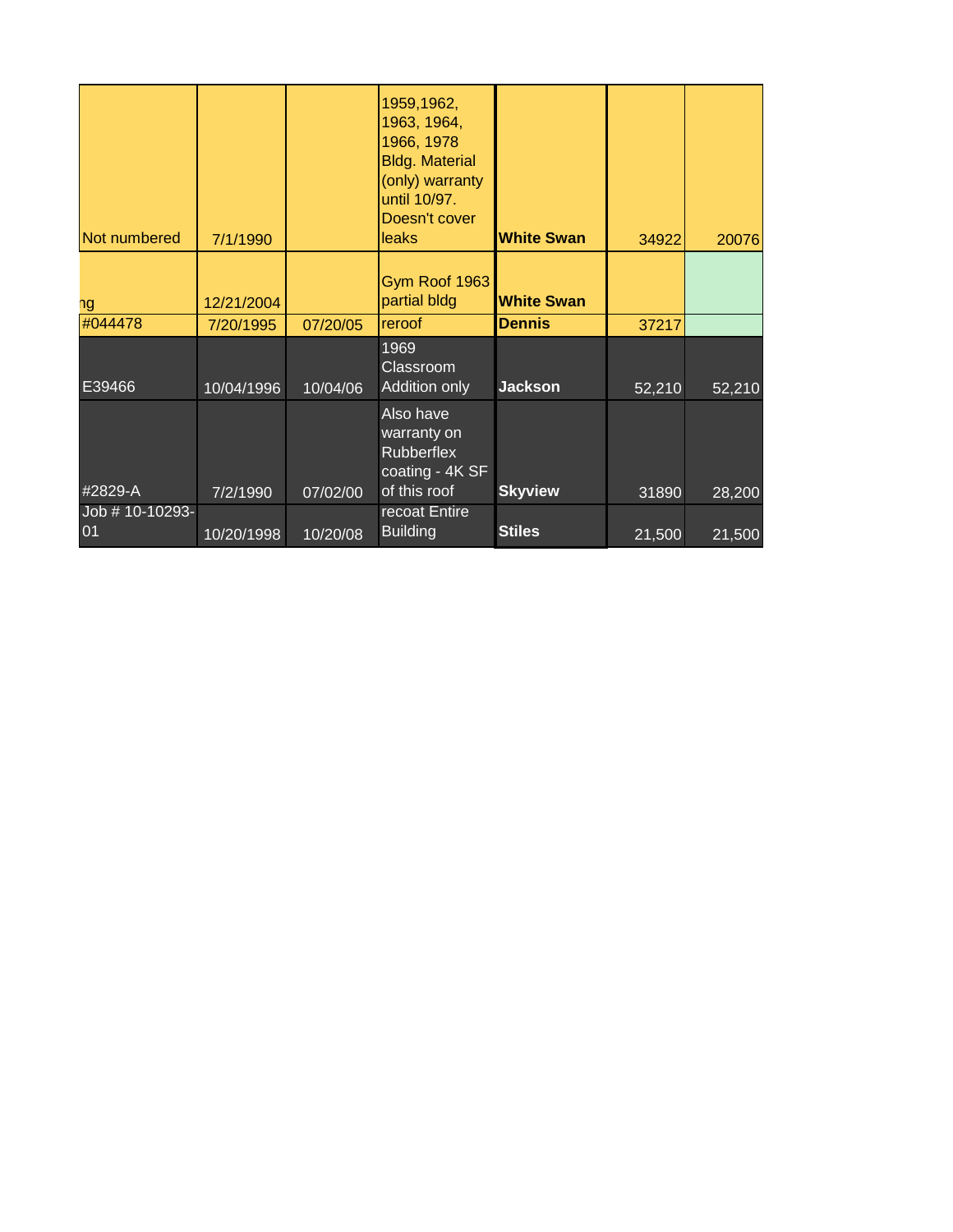| | | | | | | |
|---|---|---|---|---|---|---|
| Not numbered | 7/1/1990 | | 1959,1962, 1963, 1964, 1966, 1978 Bldg. Material (only) warranty until 10/97. Doesn't cover leaks | **White Swan** | 34922 | 20076 |
| ng | 12/21/2004 | | Gym Roof 1963 partial bldg | **White Swan** | | |
| #044478 | 7/20/1995 | 07/20/05 | reroof | **Dennis** | 37217 | |
| E39466 | 10/04/1996 | 10/04/06 | 1969 Classroom Addition only | **Jackson** | 52,210 | 52,210 |
| #2829-A | 7/2/1990 | 07/02/00 | Also have warranty on Rubberflex coating - 4K SF of this roof | **Skyview** | 31890 | 28,200 |
| Job # 10-10293-01 | 10/20/1998 | 10/20/08 | recoat Entire Building | **Stiles** | 21,500 | 21,500 |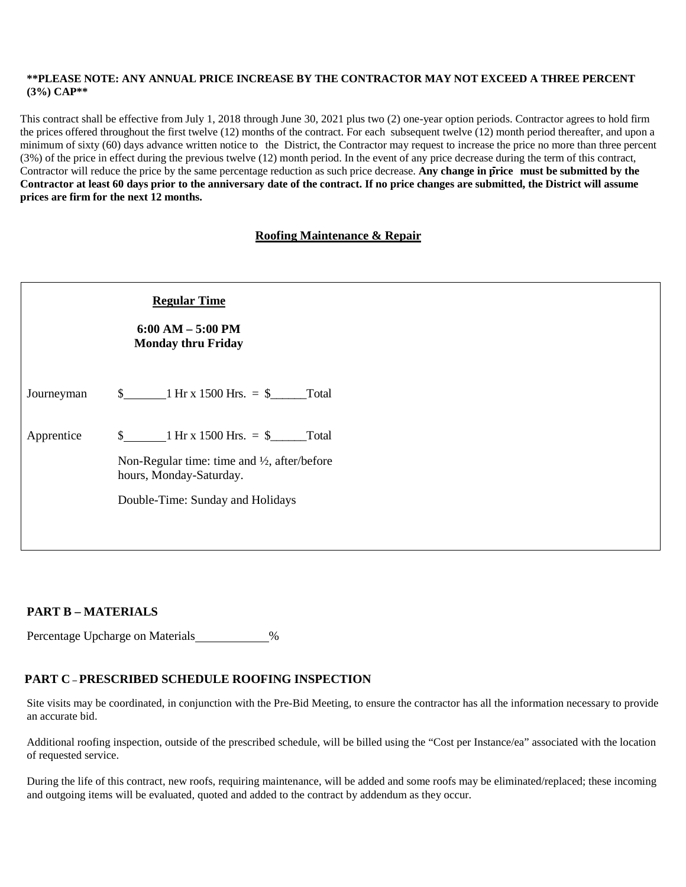**\*\*PLEASE NOTE: ANY ANNUAL PRICE INCREASE BY THE CONTRACTOR MAY NOT EXCEED A THREE PERCENT (3%) CAP\*\***

This contract shall be effective from July 1, 2018 through June 30, 2021 plus two (2) one-year option periods. Contractor agrees to hold firm the prices offered throughout the first twelve (12) months of the contract. For each subsequent twelve (12) month period thereafter, and upon a minimum of sixty (60) days advance written notice to the District, the Contractor may request to increase the price no more than three percent (3%) of the price in effect during the previous twelve (12) month period. In the event of any price decrease during the term of this contract, Contractor will reduce the price by the same percentage reduction as such price decrease. **Any change in price must be submitted by the Contractor at least 60 days prior to the anniversary date of the contract. If no price changes are submitted, the District will assume prices are firm for the next 12 months.**

## Roofing Maintenance & Repair

| | |
|---|---|
| | **Regular Time**<br><br>**6:00 AM – 5:00 PM**<br>**Monday thru Friday** |
| Journeyman | $_______1 Hr x 1500 Hrs. = $______Total |
| Apprentice | $_______1 Hr x 1500 Hrs. = $______Total<br><br>Non-Regular time: time and ½, after/before hours, Monday-Saturday.<br><br>Double-Time: Sunday and Holidays |

## PART B – MATERIALS

Percentage Upcharge on Materials____________%

## PART C – PRESCRIBED SCHEDULE ROOFING INSPECTION

Site visits may be coordinated, in conjunction with the Pre-Bid Meeting, to ensure the contractor has all the information necessary to provide an accurate bid.

Additional roofing inspection, outside of the prescribed schedule, will be billed using the "Cost per Instance/ea" associated with the location of requested service.

During the life of this contract, new roofs, requiring maintenance, will be added and some roofs may be eliminated/replaced; these incoming and outgoing items will be evaluated, quoted and added to the contract by addendum as they occur.